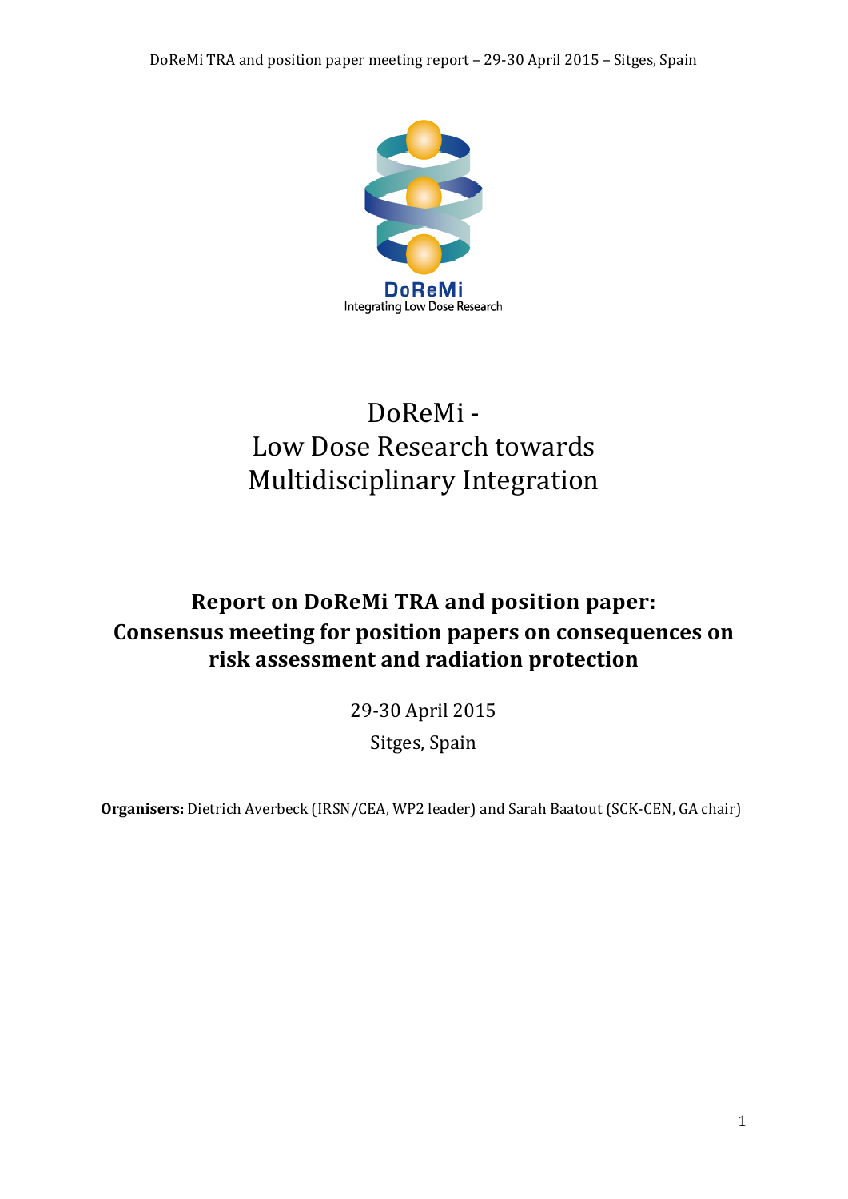DoReMi
Integrating Low Dose Research

# DoReMi - Low Dose Research towards Multidisciplinary Integration

## Report on DoReMi TRA and position paper: Consensus meeting for position papers on consequences on risk assessment and radiation protection

29-30 April 2015

Sitges, Spain

**Organisers:** Dietrich Averbeck (IRSN/CEA, WP2 leader) and Sarah Baatout (SCK-CEN, GA chair)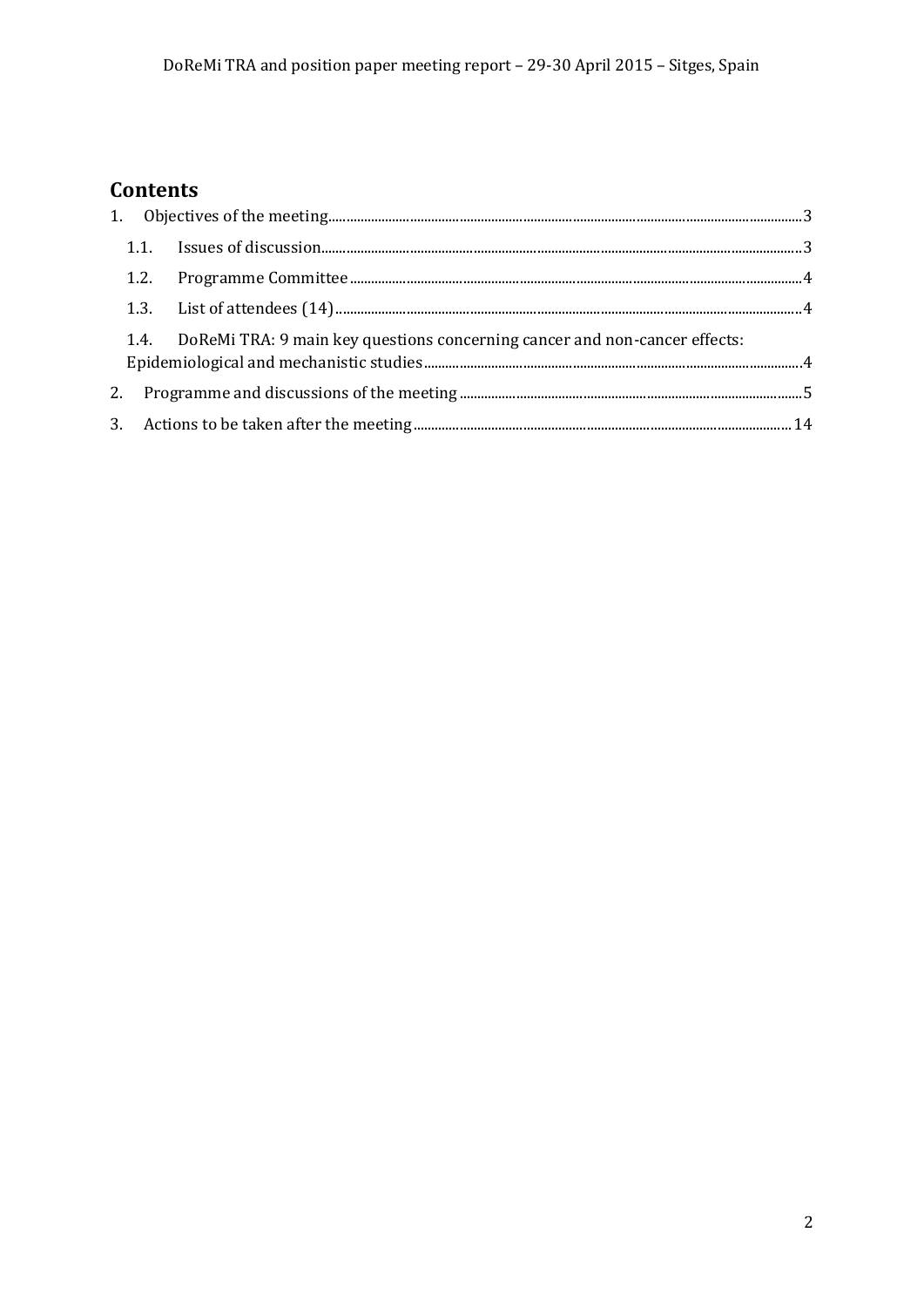## Contents

1. Objectives of the meeting ... 3
   - 1.1. Issues of discussion ... 3
   - 1.2. Programme Committee ... 4
   - 1.3. List of attendees (14) ... 4
   - 1.4. DoReMi TRA: 9 main key questions concerning cancer and non-cancer effects: Epidemiological and mechanistic studies ... 4
2. Programme and discussions of the meeting ... 5
3. Actions to be taken after the meeting ... 14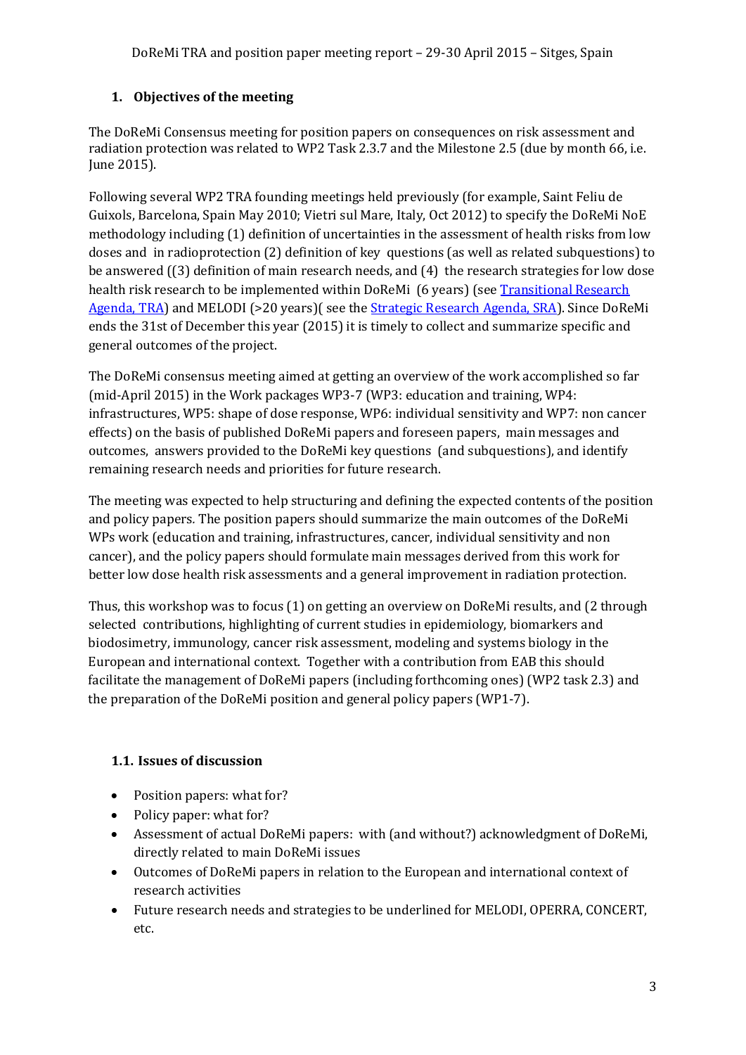## 1. Objectives of the meeting

The DoReMi Consensus meeting for position papers on consequences on risk assessment and radiation protection was related to WP2 Task 2.3.7 and the Milestone 2.5 (due by month 66, i.e. June 2015).

Following several WP2 TRA founding meetings held previously (for example, Saint Feliu de Guixols, Barcelona, Spain May 2010; Vietri sul Mare, Italy, Oct 2012) to specify the DoReMi NoE methodology including (1) definition of uncertainties in the assessment of health risks from low doses and in radioprotection (2) definition of key questions (as well as related subquestions) to be answered ((3) definition of main research needs, and (4) the research strategies for low dose health risk research to be implemented within DoReMi (6 years) (see Transitional Research Agenda, TRA) and MELODI (>20 years)( see the Strategic Research Agenda, SRA). Since DoReMi ends the 31st of December this year (2015) it is timely to collect and summarize specific and general outcomes of the project.

The DoReMi consensus meeting aimed at getting an overview of the work accomplished so far (mid-April 2015) in the Work packages WP3-7 (WP3: education and training, WP4: infrastructures, WP5: shape of dose response, WP6: individual sensitivity and WP7: non cancer effects) on the basis of published DoReMi papers and foreseen papers, main messages and outcomes, answers provided to the DoReMi key questions (and subquestions), and identify remaining research needs and priorities for future research.

The meeting was expected to help structuring and defining the expected contents of the position and policy papers. The position papers should summarize the main outcomes of the DoReMi WPs work (education and training, infrastructures, cancer, individual sensitivity and non cancer), and the policy papers should formulate main messages derived from this work for better low dose health risk assessments and a general improvement in radiation protection.

Thus, this workshop was to focus (1) on getting an overview on DoReMi results, and (2 through selected contributions, highlighting of current studies in epidemiology, biomarkers and biodosimetry, immunology, cancer risk assessment, modeling and systems biology in the European and international context. Together with a contribution from EAB this should facilitate the management of DoReMi papers (including forthcoming ones) (WP2 task 2.3) and the preparation of the DoReMi position and general policy papers (WP1-7).

### 1.1. Issues of discussion

- Position papers: what for?
- Policy paper: what for?
- Assessment of actual DoReMi papers: with (and without?) acknowledgment of DoReMi, directly related to main DoReMi issues
- Outcomes of DoReMi papers in relation to the European and international context of research activities
- Future research needs and strategies to be underlined for MELODI, OPERRA, CONCERT, etc.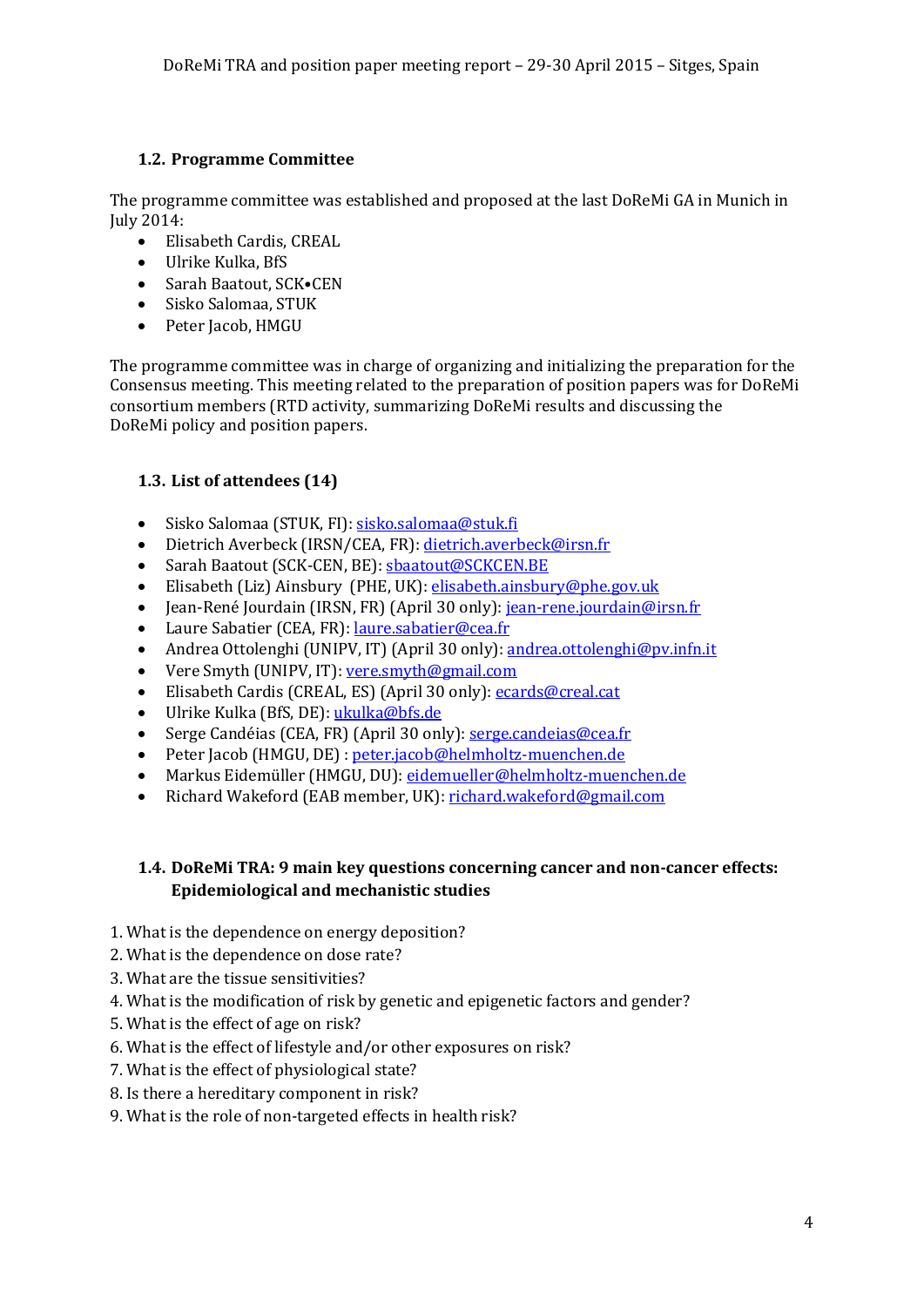### 1.2. Programme Committee

The programme committee was established and proposed at the last DoReMi GA in Munich in July 2014:

- Elisabeth Cardis, CREAL
- Ulrike Kulka, BfS
- Sarah Baatout, SCK•CEN
- Sisko Salomaa, STUK
- Peter Jacob, HMGU

The programme committee was in charge of organizing and initializing the preparation for the Consensus meeting. This meeting related to the preparation of position papers was for DoReMi consortium members (RTD activity, summarizing DoReMi results and discussing the DoReMi policy and position papers.

### 1.3. List of attendees (14)

- Sisko Salomaa (STUK, FI): sisko.salomaa@stuk.fi
- Dietrich Averbeck (IRSN/CEA, FR): dietrich.averbeck@irsn.fr
- Sarah Baatout (SCK-CEN, BE): sbaatout@SCKCEN.BE
- Elisabeth (Liz) Ainsbury (PHE, UK): elisabeth.ainsbury@phe.gov.uk
- Jean-René Jourdain (IRSN, FR) (April 30 only): jean-rene.jourdain@irsn.fr
- Laure Sabatier (CEA, FR): laure.sabatier@cea.fr
- Andrea Ottolenghi (UNIPV, IT) (April 30 only): andrea.ottolenghi@pv.infn.it
- Vere Smyth (UNIPV, IT): vere.smyth@gmail.com
- Elisabeth Cardis (CREAL, ES) (April 30 only): ecards@creal.cat
- Ulrike Kulka (BfS, DE): ukulka@bfs.de
- Serge Candéias (CEA, FR) (April 30 only): serge.candeias@cea.fr
- Peter Jacob (HMGU, DE) : peter.jacob@helmholtz-muenchen.de
- Markus Eidemüller (HMGU, DU): eidemueller@helmholtz-muenchen.de
- Richard Wakeford (EAB member, UK): richard.wakeford@gmail.com

### 1.4. DoReMi TRA: 9 main key questions concerning cancer and non-cancer effects: Epidemiological and mechanistic studies

1. What is the dependence on energy deposition?
2. What is the dependence on dose rate?
3. What are the tissue sensitivities?
4. What is the modification of risk by genetic and epigenetic factors and gender?
5. What is the effect of age on risk?
6. What is the effect of lifestyle and/or other exposures on risk?
7. What is the effect of physiological state?
8. Is there a hereditary component in risk?
9. What is the role of non-targeted effects in health risk?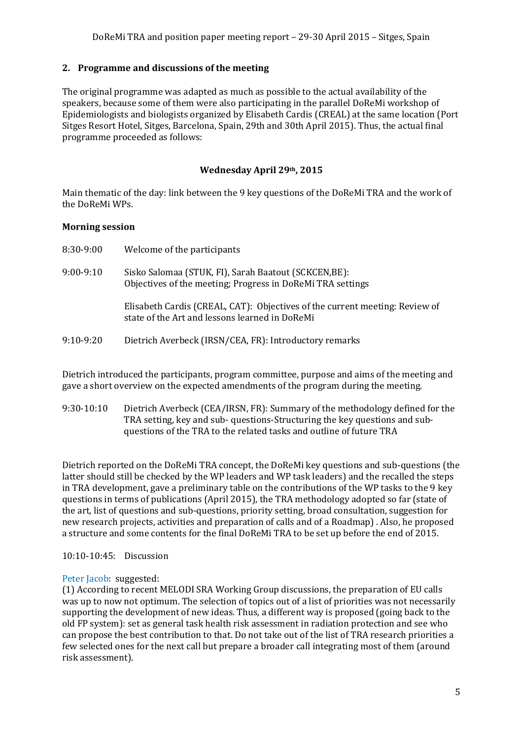## 2. Programme and discussions of the meeting

The original programme was adapted as much as possible to the actual availability of the speakers, because some of them were also participating in the parallel DoReMi workshop of Epidemiologists and biologists organized by Elisabeth Cardis (CREAL) at the same location (Port Sitges Resort Hotel, Sitges, Barcelona, Spain, 29th and 30th April 2015). Thus, the actual final programme proceeded as follows:

### Wednesday April 29th, 2015

Main thematic of the day: link between the 9 key questions of the DoReMi TRA and the work of the DoReMi WPs.

**Morning session**

8:30-9:00 Welcome of the participants

9:00-9:10 Sisko Salomaa (STUK, FI), Sarah Baatout (SCKCEN,BE): Objectives of the meeting; Progress in DoReMi TRA settings

Elisabeth Cardis (CREAL, CAT): Objectives of the current meeting: Review of state of the Art and lessons learned in DoReMi

9:10-9:20 Dietrich Averbeck (IRSN/CEA, FR): Introductory remarks

Dietrich introduced the participants, program committee, purpose and aims of the meeting and gave a short overview on the expected amendments of the program during the meeting.

9:30-10:10 Dietrich Averbeck (CEA/IRSN, FR): Summary of the methodology defined for the TRA setting, key and sub- questions-Structuring the key questions and sub-questions of the TRA to the related tasks and outline of future TRA

Dietrich reported on the DoReMi TRA concept, the DoReMi key questions and sub-questions (the latter should still be checked by the WP leaders and WP task leaders) and the recalled the steps in TRA development, gave a preliminary table on the contributions of the WP tasks to the 9 key questions in terms of publications (April 2015), the TRA methodology adopted so far (state of the art, list of questions and sub-questions, priority setting, broad consultation, suggestion for new research projects, activities and preparation of calls and of a Roadmap) . Also, he proposed a structure and some contents for the final DoReMi TRA to be set up before the end of 2015.

10:10-10:45: Discussion

Peter Jacob: suggested:
(1) According to recent MELODI SRA Working Group discussions, the preparation of EU calls was up to now not optimum. The selection of topics out of a list of priorities was not necessarily supporting the development of new ideas. Thus, a different way is proposed (going back to the old FP system): set as general task health risk assessment in radiation protection and see who can propose the best contribution to that. Do not take out of the list of TRA research priorities a few selected ones for the next call but prepare a broader call integrating most of them (around risk assessment).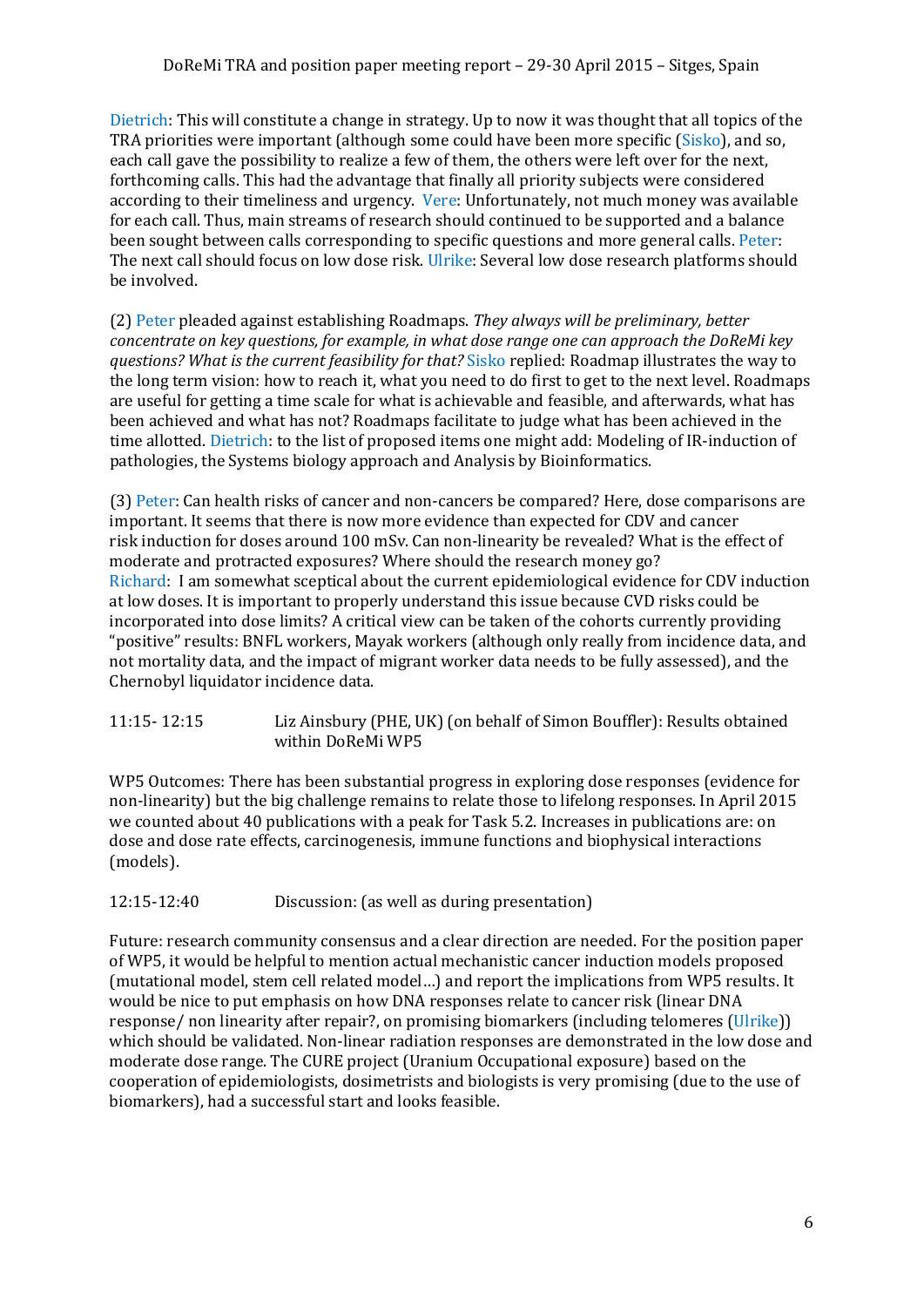Dietrich: This will constitute a change in strategy. Up to now it was thought that all topics of the TRA priorities were important (although some could have been more specific (Sisko), and so, each call gave the possibility to realize a few of them, the others were left over for the next, forthcoming calls. This had the advantage that finally all priority subjects were considered according to their timeliness and urgency. Vere: Unfortunately, not much money was available for each call. Thus, main streams of research should continued to be supported and a balance been sought between calls corresponding to specific questions and more general calls. Peter: The next call should focus on low dose risk. Ulrike: Several low dose research platforms should be involved.

(2) Peter pleaded against establishing Roadmaps. *They always will be preliminary, better concentrate on key questions, for example, in what dose range one can approach the DoReMi key questions? What is the current feasibility for that?* Sisko replied: Roadmap illustrates the way to the long term vision: how to reach it, what you need to do first to get to the next level. Roadmaps are useful for getting a time scale for what is achievable and feasible, and afterwards, what has been achieved and what has not? Roadmaps facilitate to judge what has been achieved in the time allotted. Dietrich: to the list of proposed items one might add: Modeling of IR-induction of pathologies, the Systems biology approach and Analysis by Bioinformatics.

(3) Peter: Can health risks of cancer and non-cancers be compared? Here, dose comparisons are important. It seems that there is now more evidence than expected for CDV and cancer risk induction for doses around 100 mSv. Can non-linearity be revealed? What is the effect of moderate and protracted exposures? Where should the research money go?
Richard: I am somewhat sceptical about the current epidemiological evidence for CDV induction at low doses. It is important to properly understand this issue because CVD risks could be incorporated into dose limits? A critical view can be taken of the cohorts currently providing "positive" results: BNFL workers, Mayak workers (although only really from incidence data, and not mortality data, and the impact of migrant worker data needs to be fully assessed), and the Chernobyl liquidator incidence data.

11:15- 12:15 Liz Ainsbury (PHE, UK) (on behalf of Simon Bouffler): Results obtained within DoReMi WP5

WP5 Outcomes: There has been substantial progress in exploring dose responses (evidence for non-linearity) but the big challenge remains to relate those to lifelong responses. In April 2015 we counted about 40 publications with a peak for Task 5.2. Increases in publications are: on dose and dose rate effects, carcinogenesis, immune functions and biophysical interactions (models).

12:15-12:40 Discussion: (as well as during presentation)

Future: research community consensus and a clear direction are needed. For the position paper of WP5, it would be helpful to mention actual mechanistic cancer induction models proposed (mutational model, stem cell related model…) and report the implications from WP5 results. It would be nice to put emphasis on how DNA responses relate to cancer risk (linear DNA response/ non linearity after repair?, on promising biomarkers (including telomeres (Ulrike)) which should be validated. Non-linear radiation responses are demonstrated in the low dose and moderate dose range. The CURE project (Uranium Occupational exposure) based on the cooperation of epidemiologists, dosimetrists and biologists is very promising (due to the use of biomarkers), had a successful start and looks feasible.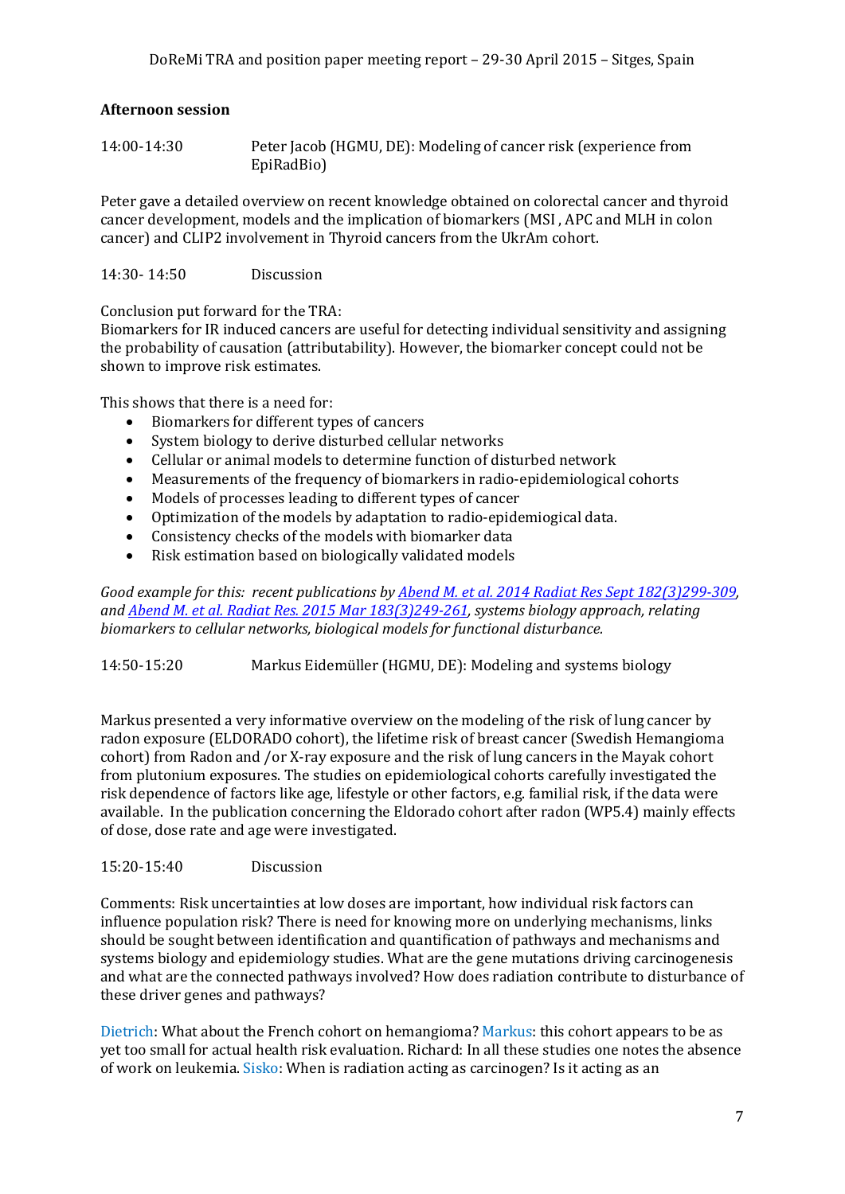**Afternoon session**

14:00-14:30 Peter Jacob (HGMU, DE): Modeling of cancer risk (experience from EpiRadBio)

Peter gave a detailed overview on recent knowledge obtained on colorectal cancer and thyroid cancer development, models and the implication of biomarkers (MSI , APC and MLH in colon cancer) and CLIP2 involvement in Thyroid cancers from the UkrAm cohort.

14:30- 14:50 Discussion

Conclusion put forward for the TRA:
Biomarkers for IR induced cancers are useful for detecting individual sensitivity and assigning the probability of causation (attributability). However, the biomarker concept could not be shown to improve risk estimates.

This shows that there is a need for:

- Biomarkers for different types of cancers
- System biology to derive disturbed cellular networks
- Cellular or animal models to determine function of disturbed network
- Measurements of the frequency of biomarkers in radio-epidemiological cohorts
- Models of processes leading to different types of cancer
- Optimization of the models by adaptation to radio-epidemiogical data.
- Consistency checks of the models with biomarker data
- Risk estimation based on biologically validated models

*Good example for this: recent publications by Abend M. et al. 2014 Radiat Res Sept 182(3)299-309, and Abend M. et al. Radiat Res. 2015 Mar 183(3)249-261, systems biology approach, relating biomarkers to cellular networks, biological models for functional disturbance.*

14:50-15:20 Markus Eidemüller (HGMU, DE): Modeling and systems biology

Markus presented a very informative overview on the modeling of the risk of lung cancer by radon exposure (ELDORADO cohort), the lifetime risk of breast cancer (Swedish Hemangioma cohort) from Radon and /or X-ray exposure and the risk of lung cancers in the Mayak cohort from plutonium exposures. The studies on epidemiological cohorts carefully investigated the risk dependence of factors like age, lifestyle or other factors, e.g. familial risk, if the data were available. In the publication concerning the Eldorado cohort after radon (WP5.4) mainly effects of dose, dose rate and age were investigated.

15:20-15:40 Discussion

Comments: Risk uncertainties at low doses are important, how individual risk factors can influence population risk? There is need for knowing more on underlying mechanisms, links should be sought between identification and quantification of pathways and mechanisms and systems biology and epidemiology studies. What are the gene mutations driving carcinogenesis and what are the connected pathways involved? How does radiation contribute to disturbance of these driver genes and pathways?

Dietrich: What about the French cohort on hemangioma? Markus: this cohort appears to be as yet too small for actual health risk evaluation. Richard: In all these studies one notes the absence of work on leukemia. Sisko: When is radiation acting as carcinogen? Is it acting as an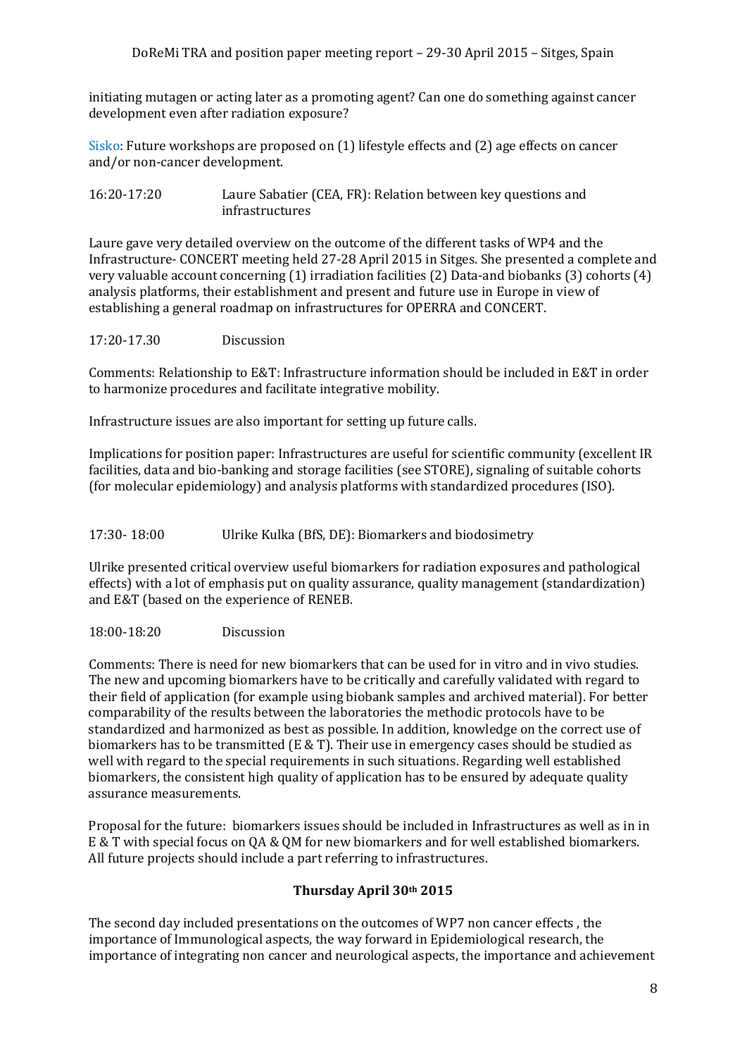initiating mutagen or acting later as a promoting agent? Can one do something against cancer development even after radiation exposure?

Sisko: Future workshops are proposed on (1) lifestyle effects and (2) age effects on cancer and/or non-cancer development.

16:20-17:20 Laure Sabatier (CEA, FR): Relation between key questions and infrastructures

Laure gave very detailed overview on the outcome of the different tasks of WP4 and the Infrastructure- CONCERT meeting held 27-28 April 2015 in Sitges. She presented a complete and very valuable account concerning (1) irradiation facilities (2) Data-and biobanks (3) cohorts (4) analysis platforms, their establishment and present and future use in Europe in view of establishing a general roadmap on infrastructures for OPERRA and CONCERT.

17:20-17.30 Discussion

Comments: Relationship to E&T: Infrastructure information should be included in E&T in order to harmonize procedures and facilitate integrative mobility.

Infrastructure issues are also important for setting up future calls.

Implications for position paper: Infrastructures are useful for scientific community (excellent IR facilities, data and bio-banking and storage facilities (see STORE), signaling of suitable cohorts (for molecular epidemiology) and analysis platforms with standardized procedures (ISO).

17:30- 18:00 Ulrike Kulka (BfS, DE): Biomarkers and biodosimetry

Ulrike presented critical overview useful biomarkers for radiation exposures and pathological effects) with a lot of emphasis put on quality assurance, quality management (standardization) and E&T (based on the experience of RENEB.

18:00-18:20 Discussion

Comments: There is need for new biomarkers that can be used for in vitro and in vivo studies. The new and upcoming biomarkers have to be critically and carefully validated with regard to their field of application (for example using biobank samples and archived material). For better comparability of the results between the laboratories the methodic protocols have to be standardized and harmonized as best as possible. In addition, knowledge on the correct use of biomarkers has to be transmitted (E & T). Their use in emergency cases should be studied as well with regard to the special requirements in such situations. Regarding well established biomarkers, the consistent high quality of application has to be ensured by adequate quality assurance measurements.

Proposal for the future: biomarkers issues should be included in Infrastructures as well as in in E & T with special focus on QA & QM for new biomarkers and for well established biomarkers. All future projects should include a part referring to infrastructures.

**Thursday April 30th 2015**

The second day included presentations on the outcomes of WP7 non cancer effects , the importance of Immunological aspects, the way forward in Epidemiological research, the importance of integrating non cancer and neurological aspects, the importance and achievement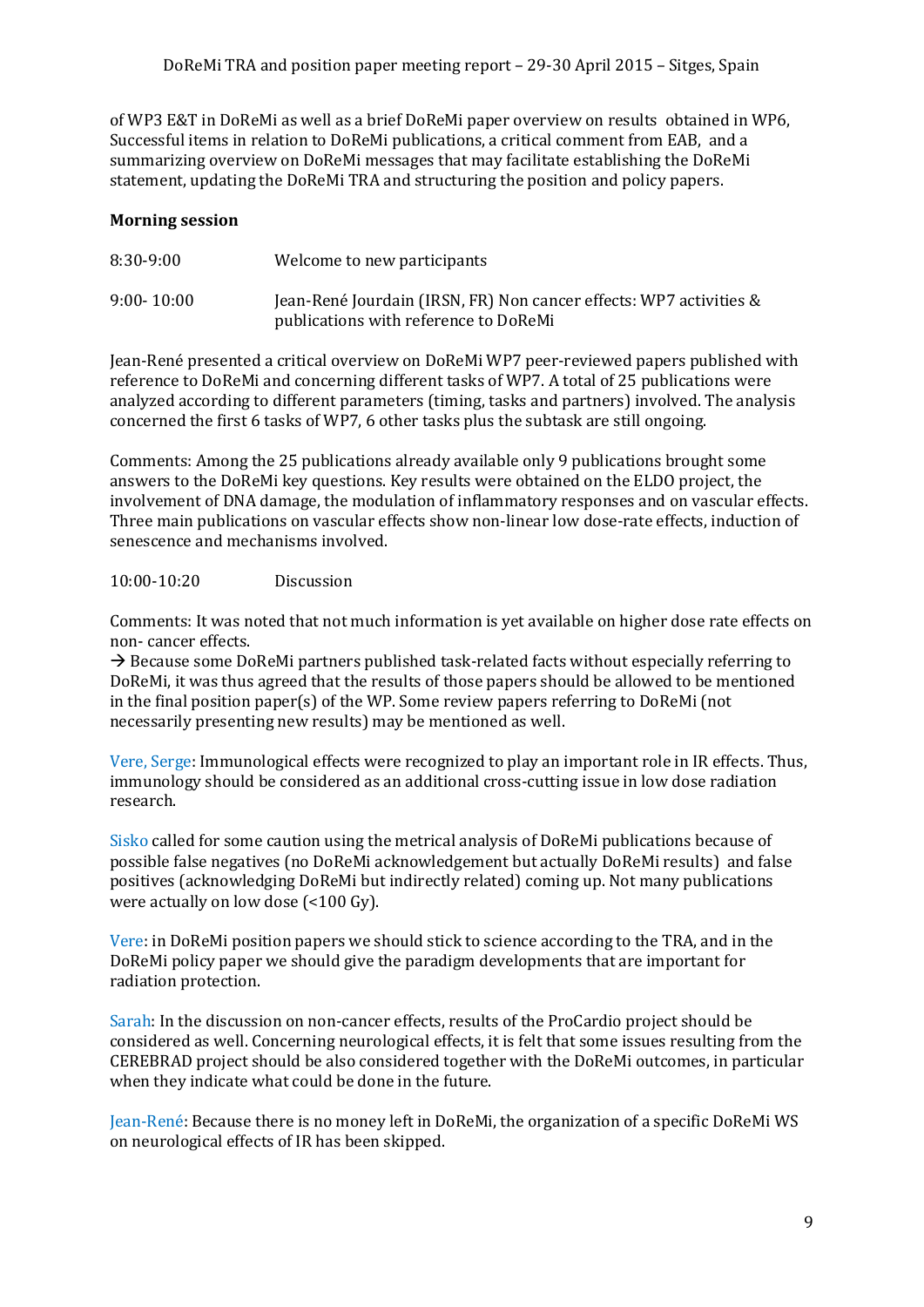of WP3 E&T in DoReMi as well as a brief DoReMi paper overview on results obtained in WP6, Successful items in relation to DoReMi publications, a critical comment from EAB, and a summarizing overview on DoReMi messages that may facilitate establishing the DoReMi statement, updating the DoReMi TRA and structuring the position and policy papers.

**Morning session**

| | |
|---|---|
| 8:30-9:00 | Welcome to new participants |
| 9:00- 10:00 | Jean-René Jourdain (IRSN, FR) Non cancer effects: WP7 activities & publications with reference to DoReMi |

Jean-René presented a critical overview on DoReMi WP7 peer-reviewed papers published with reference to DoReMi and concerning different tasks of WP7. A total of 25 publications were analyzed according to different parameters (timing, tasks and partners) involved. The analysis concerned the first 6 tasks of WP7, 6 other tasks plus the subtask are still ongoing.

Comments: Among the 25 publications already available only 9 publications brought some answers to the DoReMi key questions. Key results were obtained on the ELDO project, the involvement of DNA damage, the modulation of inflammatory responses and on vascular effects. Three main publications on vascular effects show non-linear low dose-rate effects, induction of senescence and mechanisms involved.

10:00-10:20 Discussion

Comments: It was noted that not much information is yet available on higher dose rate effects on non- cancer effects.

→ Because some DoReMi partners published task-related facts without especially referring to DoReMi, it was thus agreed that the results of those papers should be allowed to be mentioned in the final position paper(s) of the WP. Some review papers referring to DoReMi (not necessarily presenting new results) may be mentioned as well.

Vere, Serge: Immunological effects were recognized to play an important role in IR effects. Thus, immunology should be considered as an additional cross-cutting issue in low dose radiation research.

Sisko called for some caution using the metrical analysis of DoReMi publications because of possible false negatives (no DoReMi acknowledgement but actually DoReMi results) and false positives (acknowledging DoReMi but indirectly related) coming up. Not many publications were actually on low dose (<100 Gy).

Vere: in DoReMi position papers we should stick to science according to the TRA, and in the DoReMi policy paper we should give the paradigm developments that are important for radiation protection.

Sarah: In the discussion on non-cancer effects, results of the ProCardio project should be considered as well. Concerning neurological effects, it is felt that some issues resulting from the CEREBRAD project should be also considered together with the DoReMi outcomes, in particular when they indicate what could be done in the future.

Jean-René: Because there is no money left in DoReMi, the organization of a specific DoReMi WS on neurological effects of IR has been skipped.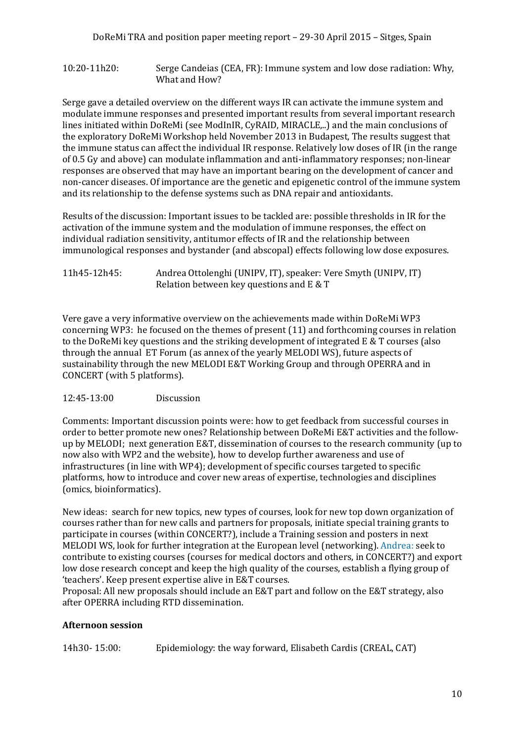10:20-11h20: Serge Candeias (CEA, FR): Immune system and low dose radiation: Why, What and How?

Serge gave a detailed overview on the different ways IR can activate the immune system and modulate immune responses and presented important results from several important research lines initiated within DoReMi (see ModInIR, CyRAID, MIRACLE,..) and the main conclusions of the exploratory DoReMi Workshop held November 2013 in Budapest, The results suggest that the immune status can affect the individual IR response. Relatively low doses of IR (in the range of 0.5 Gy and above) can modulate inflammation and anti-inflammatory responses; non-linear responses are observed that may have an important bearing on the development of cancer and non-cancer diseases. Of importance are the genetic and epigenetic control of the immune system and its relationship to the defense systems such as DNA repair and antioxidants.

Results of the discussion: Important issues to be tackled are: possible thresholds in IR for the activation of the immune system and the modulation of immune responses, the effect on individual radiation sensitivity, antitumor effects of IR and the relationship between immunological responses and bystander (and abscopal) effects following low dose exposures.

11h45-12h45: Andrea Ottolenghi (UNIPV, IT), speaker: Vere Smyth (UNIPV, IT) Relation between key questions and E & T

Vere gave a very informative overview on the achievements made within DoReMi WP3 concerning WP3: he focused on the themes of present (11) and forthcoming courses in relation to the DoReMi key questions and the striking development of integrated E & T courses (also through the annual ET Forum (as annex of the yearly MELODI WS), future aspects of sustainability through the new MELODI E&T Working Group and through OPERRA and in CONCERT (with 5 platforms).

12:45-13:00 Discussion

Comments: Important discussion points were: how to get feedback from successful courses in order to better promote new ones? Relationship between DoReMi E&T activities and the follow-up by MELODI; next generation E&T, dissemination of courses to the research community (up to now also with WP2 and the website), how to develop further awareness and use of infrastructures (in line with WP4); development of specific courses targeted to specific platforms, how to introduce and cover new areas of expertise, technologies and disciplines (omics, bioinformatics).

New ideas: search for new topics, new types of courses, look for new top down organization of courses rather than for new calls and partners for proposals, initiate special training grants to participate in courses (within CONCERT?), include a Training session and posters in next MELODI WS, look for further integration at the European level (networking). Andrea: seek to contribute to existing courses (courses for medical doctors and others, in CONCERT?) and export low dose research concept and keep the high quality of the courses, establish a flying group of 'teachers'. Keep present expertise alive in E&T courses.
Proposal: All new proposals should include an E&T part and follow on the E&T strategy, also after OPERRA including RTD dissemination.

**Afternoon session**

14h30- 15:00: Epidemiology: the way forward, Elisabeth Cardis (CREAL, CAT)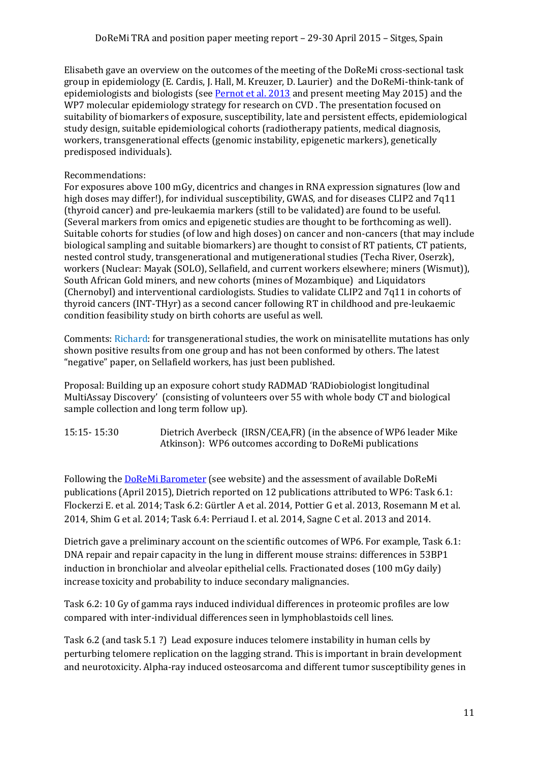Elisabeth gave an overview on the outcomes of the meeting of the DoReMi cross-sectional task group in epidemiology (E. Cardis, J. Hall, M. Kreuzer, D. Laurier) and the DoReMi-think-tank of epidemiologists and biologists (see Pernot et al. 2013 and present meeting May 2015) and the WP7 molecular epidemiology strategy for research on CVD . The presentation focused on suitability of biomarkers of exposure, susceptibility, late and persistent effects, epidemiological study design, suitable epidemiological cohorts (radiotherapy patients, medical diagnosis, workers, transgenerational effects (genomic instability, epigenetic markers), genetically predisposed individuals).

Recommendations:
For exposures above 100 mGy, dicentrics and changes in RNA expression signatures (low and high doses may differ!), for individual susceptibility, GWAS, and for diseases CLIP2 and 7q11 (thyroid cancer) and pre-leukaemia markers (still to be validated) are found to be useful. (Several markers from omics and epigenetic studies are thought to be forthcoming as well). Suitable cohorts for studies (of low and high doses) on cancer and non-cancers (that may include biological sampling and suitable biomarkers) are thought to consist of RT patients, CT patients, nested control study, transgenerational and mutigenerational studies (Techa River, Oserzk), workers (Nuclear: Mayak (SOLO), Sellafield, and current workers elsewhere; miners (Wismut)), South African Gold miners, and new cohorts (mines of Mozambique) and Liquidators (Chernobyl) and interventional cardiologists. Studies to validate CLIP2 and 7q11 in cohorts of thyroid cancers (INT-THyr) as a second cancer following RT in childhood and pre-leukaemic condition feasibility study on birth cohorts are useful as well.

Comments: Richard: for transgenerational studies, the work on minisatellite mutations has only shown positive results from one group and has not been conformed by others. The latest "negative" paper, on Sellafield workers, has just been published.

Proposal: Building up an exposure cohort study RADMAD 'RADiobiologist longitudinal MultiAssay Discovery' (consisting of volunteers over 55 with whole body CT and biological sample collection and long term follow up).

15:15- 15:30 Dietrich Averbeck (IRSN/CEA,FR) (in the absence of WP6 leader Mike Atkinson): WP6 outcomes according to DoReMi publications

Following the DoReMi Barometer (see website) and the assessment of available DoReMi publications (April 2015), Dietrich reported on 12 publications attributed to WP6: Task 6.1: Flockerzi E. et al. 2014; Task 6.2: Gürtler A et al. 2014, Pottier G et al. 2013, Rosemann M et al. 2014, Shim G et al. 2014; Task 6.4: Perriaud I. et al. 2014, Sagne C et al. 2013 and 2014.

Dietrich gave a preliminary account on the scientific outcomes of WP6. For example, Task 6.1: DNA repair and repair capacity in the lung in different mouse strains: differences in 53BP1 induction in bronchiolar and alveolar epithelial cells. Fractionated doses (100 mGy daily) increase toxicity and probability to induce secondary malignancies.

Task 6.2: 10 Gy of gamma rays induced individual differences in proteomic profiles are low compared with inter-individual differences seen in lymphoblastoids cell lines.

Task 6.2 (and task 5.1 ?) Lead exposure induces telomere instability in human cells by perturbing telomere replication on the lagging strand. This is important in brain development and neurotoxicity. Alpha-ray induced osteosarcoma and different tumor susceptibility genes in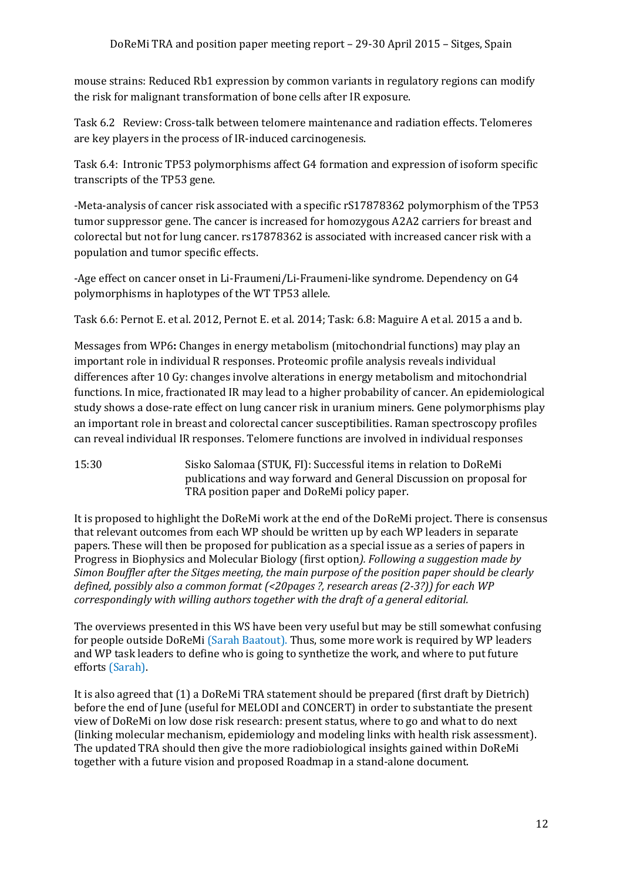mouse strains: Reduced Rb1 expression by common variants in regulatory regions can modify the risk for malignant transformation of bone cells after IR exposure.

Task 6.2 Review: Cross-talk between telomere maintenance and radiation effects. Telomeres are key players in the process of IR-induced carcinogenesis.

Task 6.4: Intronic TP53 polymorphisms affect G4 formation and expression of isoform specific transcripts of the TP53 gene.

-Meta-analysis of cancer risk associated with a specific rS17878362 polymorphism of the TP53 tumor suppressor gene. The cancer is increased for homozygous A2A2 carriers for breast and colorectal but not for lung cancer. rs17878362 is associated with increased cancer risk with a population and tumor specific effects.

-Age effect on cancer onset in Li-Fraumeni/Li-Fraumeni-like syndrome. Dependency on G4 polymorphisms in haplotypes of the WT TP53 allele.

Task 6.6: Pernot E. et al. 2012, Pernot E. et al. 2014; Task: 6.8: Maguire A et al. 2015 a and b.

Messages from WP6**:** Changes in energy metabolism (mitochondrial functions) may play an important role in individual R responses. Proteomic profile analysis reveals individual differences after 10 Gy: changes involve alterations in energy metabolism and mitochondrial functions. In mice, fractionated IR may lead to a higher probability of cancer. An epidemiological study shows a dose-rate effect on lung cancer risk in uranium miners. Gene polymorphisms play an important role in breast and colorectal cancer susceptibilities. Raman spectroscopy profiles can reveal individual IR responses. Telomere functions are involved in individual responses

15:30 Sisko Salomaa (STUK, FI): Successful items in relation to DoReMi publications and way forward and General Discussion on proposal for TRA position paper and DoReMi policy paper.

It is proposed to highlight the DoReMi work at the end of the DoReMi project. There is consensus that relevant outcomes from each WP should be written up by each WP leaders in separate papers. These will then be proposed for publication as a special issue as a series of papers in Progress in Biophysics and Molecular Biology (first option*). Following a suggestion made by Simon Bouffler after the Sitges meeting, the main purpose of the position paper should be clearly defined, possibly also a common format (<20pages ?, research areas (2-3?)) for each WP correspondingly with willing authors together with the draft of a general editorial.*

The overviews presented in this WS have been very useful but may be still somewhat confusing for people outside DoReMi (Sarah Baatout). Thus, some more work is required by WP leaders and WP task leaders to define who is going to synthetize the work, and where to put future efforts (Sarah).

It is also agreed that (1) a DoReMi TRA statement should be prepared (first draft by Dietrich) before the end of June (useful for MELODI and CONCERT) in order to substantiate the present view of DoReMi on low dose risk research: present status, where to go and what to do next (linking molecular mechanism, epidemiology and modeling links with health risk assessment). The updated TRA should then give the more radiobiological insights gained within DoReMi together with a future vision and proposed Roadmap in a stand-alone document.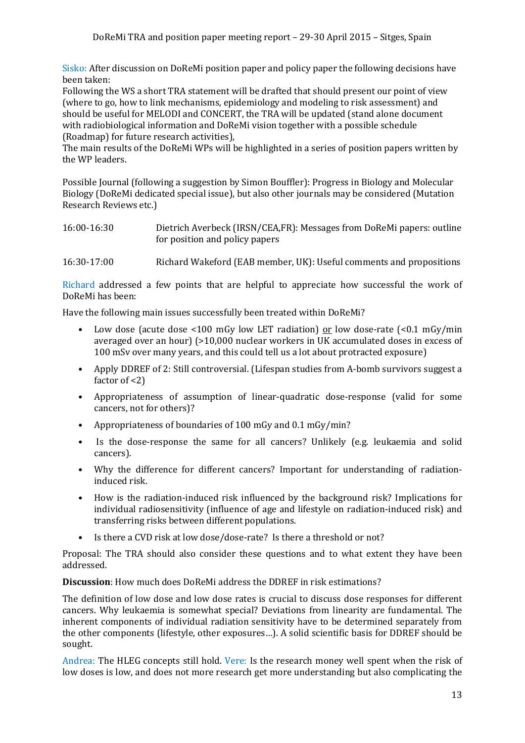Sisko: After discussion on DoReMi position paper and policy paper the following decisions have been taken:
Following the WS a short TRA statement will be drafted that should present our point of view (where to go, how to link mechanisms, epidemiology and modeling to risk assessment) and should be useful for MELODI and CONCERT, the TRA will be updated (stand alone document with radiobiological information and DoReMi vision together with a possible schedule (Roadmap) for future research activities),
The main results of the DoReMi WPs will be highlighted in a series of position papers written by the WP leaders.

Possible Journal (following a suggestion by Simon Bouffler): Progress in Biology and Molecular Biology (DoReMi dedicated special issue), but also other journals may be considered (Mutation Research Reviews etc.)

| | |
|---|---|
| 16:00-16:30 | Dietrich Averbeck (IRSN/CEA,FR): Messages from DoReMi papers: outline for position and policy papers |
| 16:30-17:00 | Richard Wakeford (EAB member, UK): Useful comments and propositions |

Richard addressed a few points that are helpful to appreciate how successful the work of DoReMi has been:

Have the following main issues successfully been treated within DoReMi?

- Low dose (acute dose <100 mGy low LET radiation) or low dose-rate (<0.1 mGy/min averaged over an hour) (>10,000 nuclear workers in UK accumulated doses in excess of 100 mSv over many years, and this could tell us a lot about protracted exposure)
- Apply DDREF of 2: Still controversial. (Lifespan studies from A-bomb survivors suggest a factor of <2)
- Appropriateness of assumption of linear-quadratic dose-response (valid for some cancers, not for others)?
- Appropriateness of boundaries of 100 mGy and 0.1 mGy/min?
- Is the dose-response the same for all cancers? Unlikely (e.g. leukaemia and solid cancers).
- Why the difference for different cancers? Important for understanding of radiation-induced risk.
- How is the radiation-induced risk influenced by the background risk? Implications for individual radiosensitivity (influence of age and lifestyle on radiation-induced risk) and transferring risks between different populations.
- Is there a CVD risk at low dose/dose-rate? Is there a threshold or not?

Proposal: The TRA should also consider these questions and to what extent they have been addressed.

**Discussion**: How much does DoReMi address the DDREF in risk estimations?

The definition of low dose and low dose rates is crucial to discuss dose responses for different cancers. Why leukaemia is somewhat special? Deviations from linearity are fundamental. The inherent components of individual radiation sensitivity have to be determined separately from the other components (lifestyle, other exposures…). A solid scientific basis for DDREF should be sought.

Andrea: The HLEG concepts still hold. Vere: Is the research money well spent when the risk of low doses is low, and does not more research get more understanding but also complicating the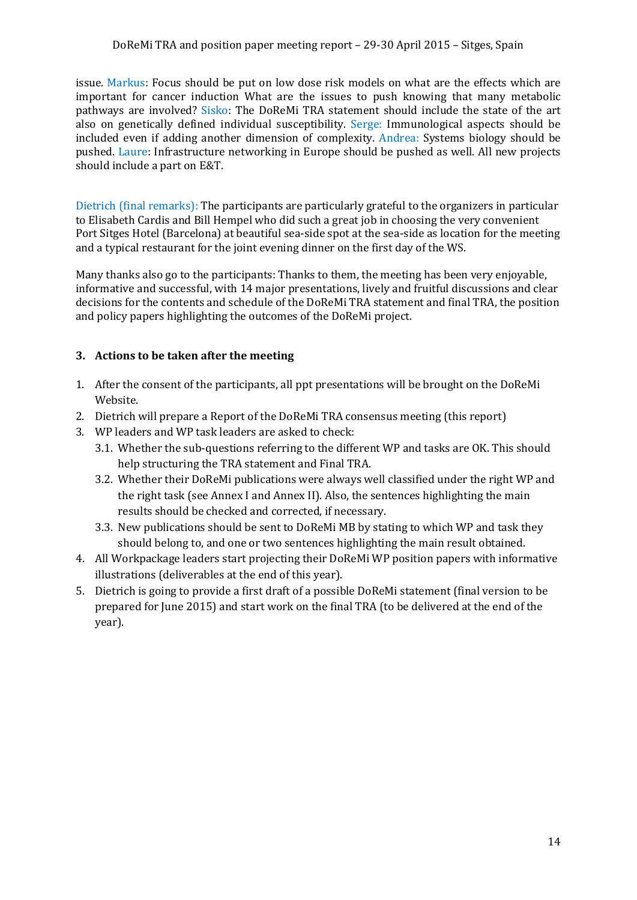issue. Markus: Focus should be put on low dose risk models on what are the effects which are important for cancer induction What are the issues to push knowing that many metabolic pathways are involved? Sisko: The DoReMi TRA statement should include the state of the art also on genetically defined individual susceptibility. Serge: Immunological aspects should be included even if adding another dimension of complexity. Andrea: Systems biology should be pushed. Laure: Infrastructure networking in Europe should be pushed as well. All new projects should include a part on E&T.

Dietrich (final remarks): The participants are particularly grateful to the organizers in particular to Elisabeth Cardis and Bill Hempel who did such a great job in choosing the very convenient Port Sitges Hotel (Barcelona) at beautiful sea-side spot at the sea-side as location for the meeting and a typical restaurant for the joint evening dinner on the first day of the WS.

Many thanks also go to the participants: Thanks to them, the meeting has been very enjoyable, informative and successful, with 14 major presentations, lively and fruitful discussions and clear decisions for the contents and schedule of the DoReMi TRA statement and final TRA, the position and policy papers highlighting the outcomes of the DoReMi project.

## 3. Actions to be taken after the meeting

1. After the consent of the participants, all ppt presentations will be brought on the DoReMi Website.
2. Dietrich will prepare a Report of the DoReMi TRA consensus meeting (this report)
3. WP leaders and WP task leaders are asked to check:
   3.1. Whether the sub-questions referring to the different WP and tasks are OK. This should help structuring the TRA statement and Final TRA.
   3.2. Whether their DoReMi publications were always well classified under the right WP and the right task (see Annex I and Annex II). Also, the sentences highlighting the main results should be checked and corrected, if necessary.
   3.3. New publications should be sent to DoReMi MB by stating to which WP and task they should belong to, and one or two sentences highlighting the main result obtained.
4. All Workpackage leaders start projecting their DoReMi WP position papers with informative illustrations (deliverables at the end of this year).
5. Dietrich is going to provide a first draft of a possible DoReMi statement (final version to be prepared for June 2015) and start work on the final TRA (to be delivered at the end of the year).